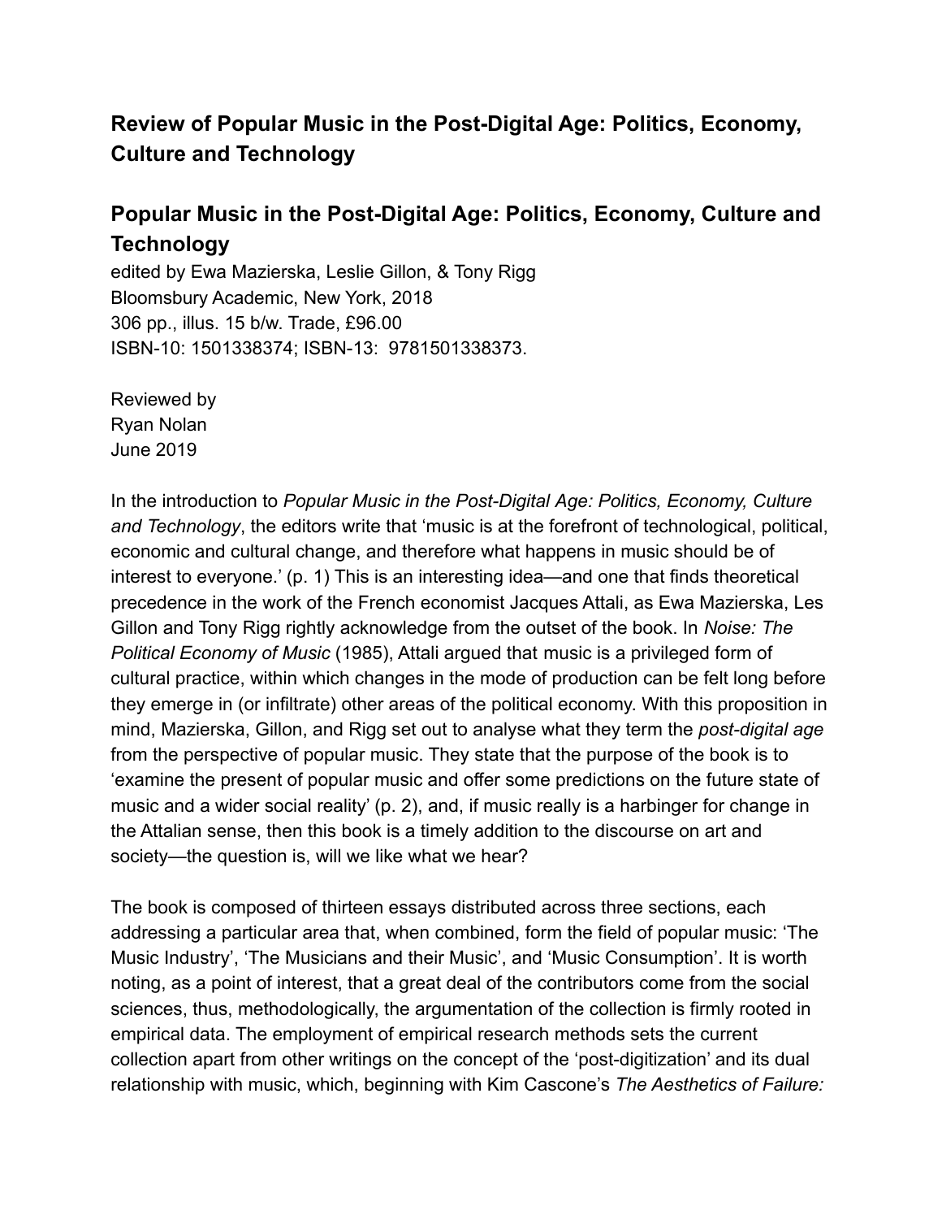## Review of Popular Music in the Post-Digital Age: Politics, Economy, Culture and Technology

## Popular Music in the Post-Digital Age: Politics, Economy, Culture and Technology

edited by Ewa Mazierska, Leslie Gillon, & Tony Rigg
Bloomsbury Academic, New York, 2018
306 pp., illus. 15 b/w. Trade, £96.00
ISBN-10: 1501338374; ISBN-13: 9781501338373.

Reviewed by
Ryan Nolan
June 2019

In the introduction to *Popular Music in the Post-Digital Age: Politics, Economy, Culture and Technology*, the editors write that 'music is at the forefront of technological, political, economic and cultural change, and therefore what happens in music should be of interest to everyone.' (p. 1) This is an interesting idea—and one that finds theoretical precedence in the work of the French economist Jacques Attali, as Ewa Mazierska, Les Gillon and Tony Rigg rightly acknowledge from the outset of the book. In *Noise: The Political Economy of Music* (1985), Attali argued that music is a privileged form of cultural practice, within which changes in the mode of production can be felt long before they emerge in (or infiltrate) other areas of the political economy. With this proposition in mind, Mazierska, Gillon, and Rigg set out to analyse what they term the *post-digital age* from the perspective of popular music. They state that the purpose of the book is to 'examine the present of popular music and offer some predictions on the future state of music and a wider social reality' (p. 2), and, if music really is a harbinger for change in the Attalian sense, then this book is a timely addition to the discourse on art and society—the question is, will we like what we hear?

The book is composed of thirteen essays distributed across three sections, each addressing a particular area that, when combined, form the field of popular music: 'The Music Industry', 'The Musicians and their Music', and 'Music Consumption'. It is worth noting, as a point of interest, that a great deal of the contributors come from the social sciences, thus, methodologically, the argumentation of the collection is firmly rooted in empirical data. The employment of empirical research methods sets the current collection apart from other writings on the concept of the 'post-digitization' and its dual relationship with music, which, beginning with Kim Cascone's *The Aesthetics of Failure:*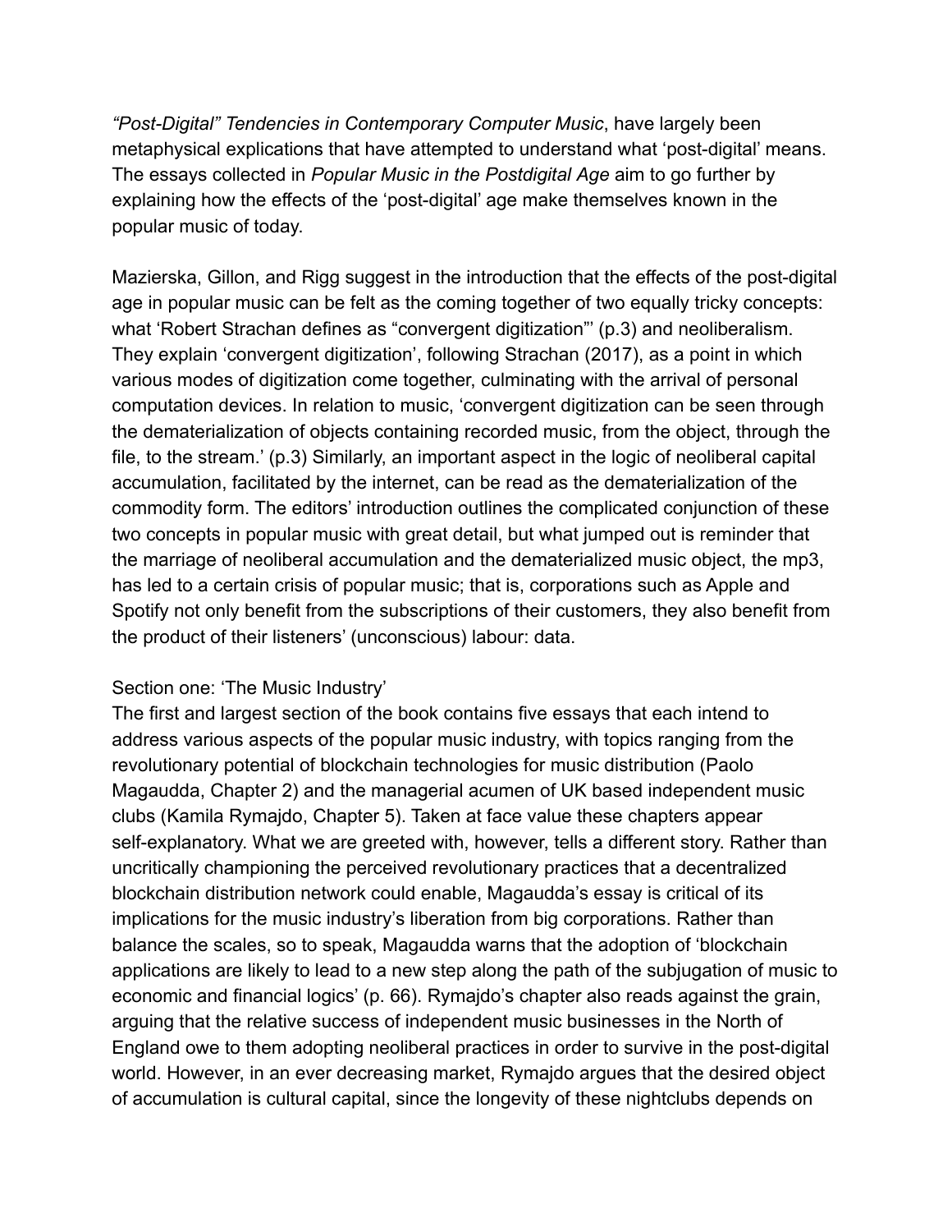*"Post-Digital" Tendencies in Contemporary Computer Music*, have largely been metaphysical explications that have attempted to understand what 'post-digital' means. The essays collected in *Popular Music in the Postdigital Age* aim to go further by explaining how the effects of the 'post-digital' age make themselves known in the popular music of today.

Mazierska, Gillon, and Rigg suggest in the introduction that the effects of the post-digital age in popular music can be felt as the coming together of two equally tricky concepts: what 'Robert Strachan defines as "convergent digitization"' (p.3) and neoliberalism. They explain 'convergent digitization', following Strachan (2017), as a point in which various modes of digitization come together, culminating with the arrival of personal computation devices. In relation to music, 'convergent digitization can be seen through the dematerialization of objects containing recorded music, from the object, through the file, to the stream.' (p.3) Similarly, an important aspect in the logic of neoliberal capital accumulation, facilitated by the internet, can be read as the dematerialization of the commodity form. The editors' introduction outlines the complicated conjunction of these two concepts in popular music with great detail, but what jumped out is reminder that the marriage of neoliberal accumulation and the dematerialized music object, the mp3, has led to a certain crisis of popular music; that is, corporations such as Apple and Spotify not only benefit from the subscriptions of their customers, they also benefit from the product of their listeners' (unconscious) labour: data.

Section one: 'The Music Industry'

The first and largest section of the book contains five essays that each intend to address various aspects of the popular music industry, with topics ranging from the revolutionary potential of blockchain technologies for music distribution (Paolo Magaudda, Chapter 2) and the managerial acumen of UK based independent music clubs (Kamila Rymajdo, Chapter 5). Taken at face value these chapters appear self-explanatory. What we are greeted with, however, tells a different story. Rather than uncritically championing the perceived revolutionary practices that a decentralized blockchain distribution network could enable, Magaudda's essay is critical of its implications for the music industry's liberation from big corporations. Rather than balance the scales, so to speak, Magaudda warns that the adoption of 'blockchain applications are likely to lead to a new step along the path of the subjugation of music to economic and financial logics' (p. 66). Rymajdo's chapter also reads against the grain, arguing that the relative success of independent music businesses in the North of England owe to them adopting neoliberal practices in order to survive in the post-digital world. However, in an ever decreasing market, Rymajdo argues that the desired object of accumulation is cultural capital, since the longevity of these nightclubs depends on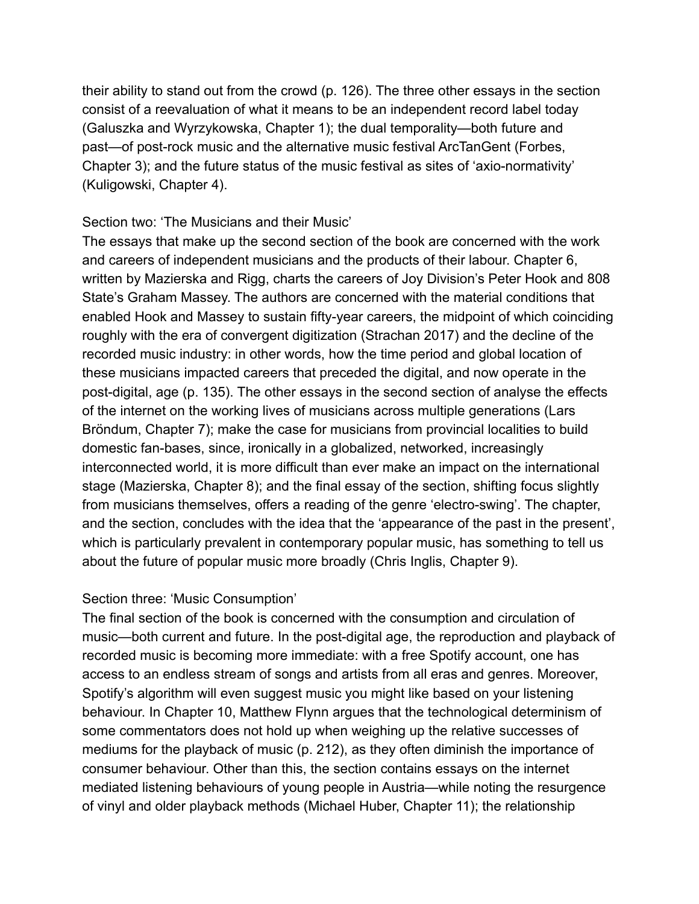their ability to stand out from the crowd (p. 126). The three other essays in the section consist of a reevaluation of what it means to be an independent record label today (Galuszka and Wyrzykowska, Chapter 1); the dual temporality—both future and past—of post-rock music and the alternative music festival ArcTanGent (Forbes, Chapter 3); and the future status of the music festival as sites of 'axio-normativity' (Kuligowski, Chapter 4).

Section two: 'The Musicians and their Music'

The essays that make up the second section of the book are concerned with the work and careers of independent musicians and the products of their labour. Chapter 6, written by Mazierska and Rigg, charts the careers of Joy Division's Peter Hook and 808 State's Graham Massey. The authors are concerned with the material conditions that enabled Hook and Massey to sustain fifty-year careers, the midpoint of which coinciding roughly with the era of convergent digitization (Strachan 2017) and the decline of the recorded music industry: in other words, how the time period and global location of these musicians impacted careers that preceded the digital, and now operate in the post-digital, age (p. 135). The other essays in the second section of analyse the effects of the internet on the working lives of musicians across multiple generations (Lars Bröndum, Chapter 7); make the case for musicians from provincial localities to build domestic fan-bases, since, ironically in a globalized, networked, increasingly interconnected world, it is more difficult than ever make an impact on the international stage (Mazierska, Chapter 8); and the final essay of the section, shifting focus slightly from musicians themselves, offers a reading of the genre 'electro-swing'. The chapter, and the section, concludes with the idea that the 'appearance of the past in the present', which is particularly prevalent in contemporary popular music, has something to tell us about the future of popular music more broadly (Chris Inglis, Chapter 9).

Section three: 'Music Consumption'

The final section of the book is concerned with the consumption and circulation of music—both current and future. In the post-digital age, the reproduction and playback of recorded music is becoming more immediate: with a free Spotify account, one has access to an endless stream of songs and artists from all eras and genres. Moreover, Spotify's algorithm will even suggest music you might like based on your listening behaviour. In Chapter 10, Matthew Flynn argues that the technological determinism of some commentators does not hold up when weighing up the relative successes of mediums for the playback of music (p. 212), as they often diminish the importance of consumer behaviour. Other than this, the section contains essays on the internet mediated listening behaviours of young people in Austria—while noting the resurgence of vinyl and older playback methods (Michael Huber, Chapter 11); the relationship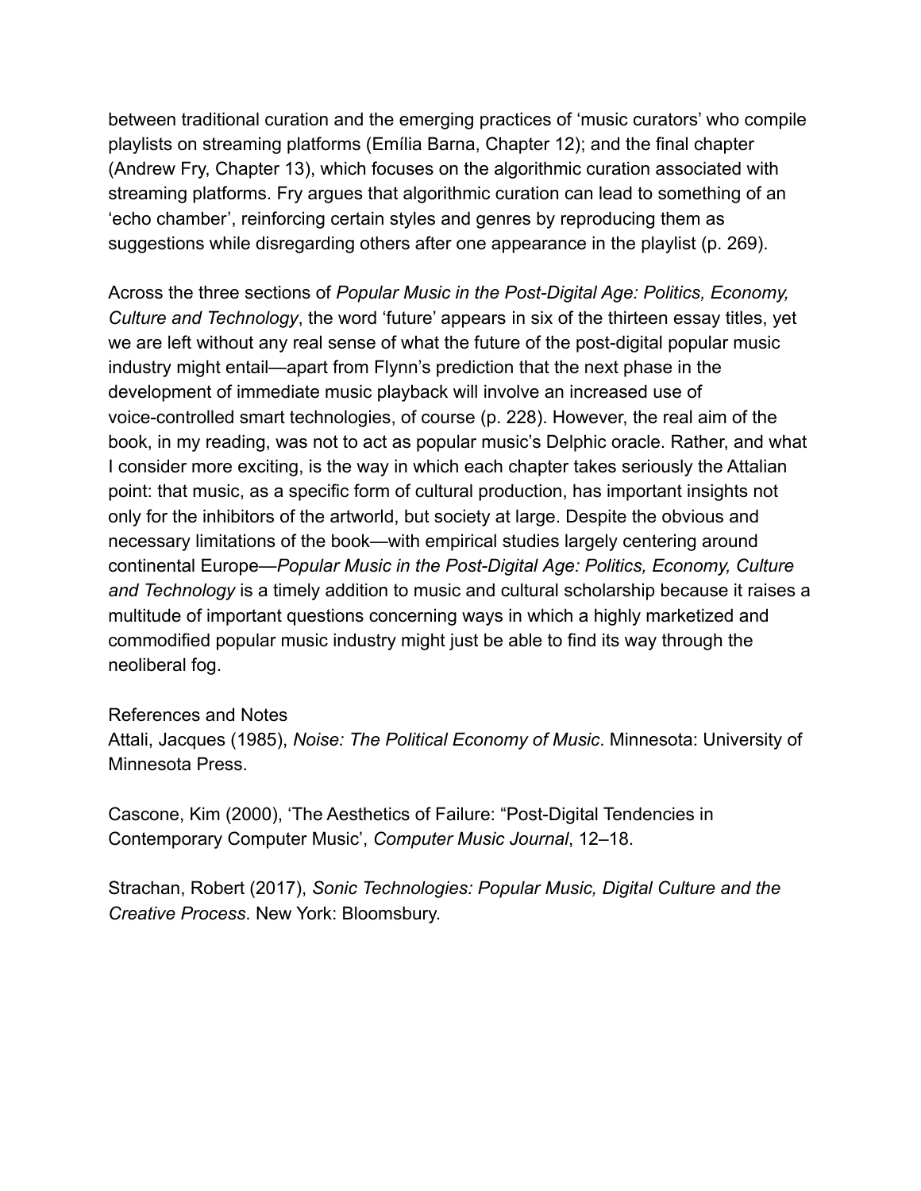between traditional curation and the emerging practices of 'music curators' who compile playlists on streaming platforms (Emília Barna, Chapter 12); and the final chapter (Andrew Fry, Chapter 13), which focuses on the algorithmic curation associated with streaming platforms. Fry argues that algorithmic curation can lead to something of an 'echo chamber', reinforcing certain styles and genres by reproducing them as suggestions while disregarding others after one appearance in the playlist (p. 269).

Across the three sections of *Popular Music in the Post-Digital Age: Politics, Economy, Culture and Technology*, the word 'future' appears in six of the thirteen essay titles, yet we are left without any real sense of what the future of the post-digital popular music industry might entail—apart from Flynn's prediction that the next phase in the development of immediate music playback will involve an increased use of voice-controlled smart technologies, of course (p. 228). However, the real aim of the book, in my reading, was not to act as popular music's Delphic oracle. Rather, and what I consider more exciting, is the way in which each chapter takes seriously the Attalian point: that music, as a specific form of cultural production, has important insights not only for the inhibitors of the artworld, but society at large. Despite the obvious and necessary limitations of the book—with empirical studies largely centering around continental Europe—*Popular Music in the Post-Digital Age: Politics, Economy, Culture and Technology* is a timely addition to music and cultural scholarship because it raises a multitude of important questions concerning ways in which a highly marketized and commodified popular music industry might just be able to find its way through the neoliberal fog.

References and Notes

Attali, Jacques (1985), *Noise: The Political Economy of Music*. Minnesota: University of Minnesota Press.

Cascone, Kim (2000), 'The Aesthetics of Failure: "Post-Digital Tendencies in Contemporary Computer Music', *Computer Music Journal*, 12–18.

Strachan, Robert (2017), *Sonic Technologies: Popular Music, Digital Culture and the Creative Process*. New York: Bloomsbury.